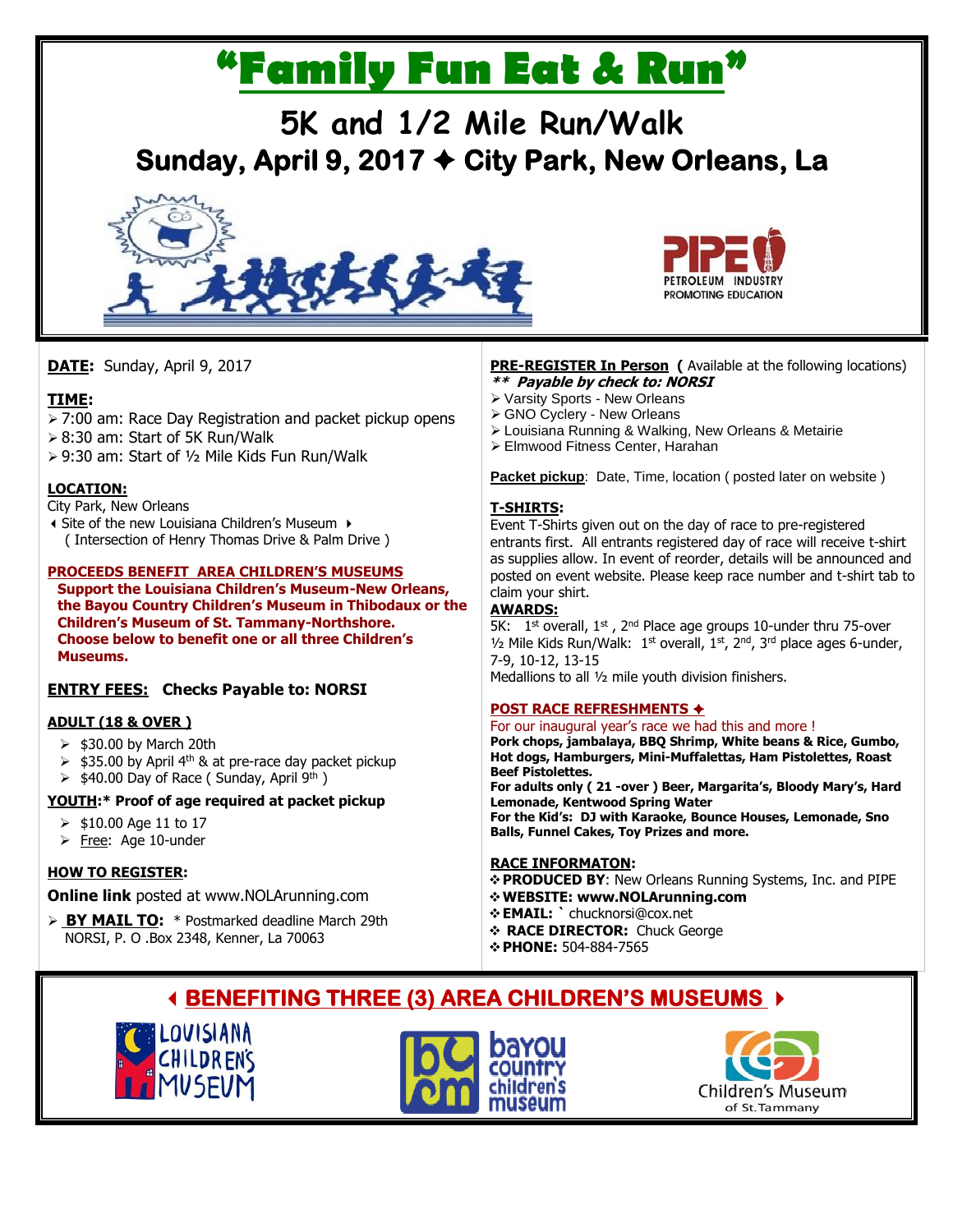# "Family Fun Eat & Run"

## 5K and 1/2 Mile Run/Walk

## Sunday, April 9, 2017 ✦ City Park, New Orleans, La

PIPE
PETROLEUM INDUSTRY PROMOTING EDUCATION

**DATE:** Sunday, April 9, 2017

**TIME:**

- 7:00 am: Race Day Registration and packet pickup opens
- 8:30 am: Start of 5K Run/Walk
- 9:30 am: Start of ½ Mile Kids Fun Run/Walk

**LOCATION:**

City Park, New Orleans

◂ Site of the new Louisiana Children's Museum ▸
( Intersection of Henry Thomas Drive & Palm Drive )

**PROCEEDS BENEFIT AREA CHILDREN'S MUSEUMS**

**Support the Louisiana Children's Museum-New Orleans, the Bayou Country Children's Museum in Thibodaux or the Children's Museum of St. Tammany-Northshore. Choose below to benefit one or all three Children's Museums.**

**ENTRY FEES: Checks Payable to: NORSI**

**ADULT (18 & OVER )**

- $30.00 by March 20th
- $35.00 by April 4th & at pre-race day packet pickup
- $40.00 Day of Race ( Sunday, April 9th )

**YOUTH:\* Proof of age required at packet pickup**

- $10.00 Age 11 to 17
- Free: Age 10-under

**HOW TO REGISTER:**

**Online link** posted at www.NOLArunning.com

- **BY MAIL TO:** * Postmarked deadline March 29th
  NORSI, P. O .Box 2348, Kenner, La 70063

**PRE-REGISTER In Person** ( Available at the following locations)

***\*\* Payable by check to: NORSI***

- Varsity Sports - New Orleans
- GNO Cyclery - New Orleans
- Louisiana Running & Walking, New Orleans & Metairie
- Elmwood Fitness Center, Harahan

**Packet pickup**: Date, Time, location ( posted later on website )

**T-SHIRTS:**

Event T-Shirts given out on the day of race to pre-registered entrants first. All entrants registered day of race will receive t-shirt as supplies allow. In event of reorder, details will be announced and posted on event website. Please keep race number and t-shirt tab to claim your shirt.

**AWARDS:**

5K: 1st overall, 1st, 2nd Place age groups 10-under thru 75-over
½ Mile Kids Run/Walk: 1st overall, 1st, 2nd, 3rd place ages 6-under, 7-9, 10-12, 13-15
Medallions to all ½ mile youth division finishers.

**POST RACE REFRESHMENTS ✦**

For our inaugural year's race we had this and more !

**Pork chops, jambalaya, BBQ Shrimp, White beans & Rice, Gumbo, Hot dogs, Hamburgers, Mini-Muffalettas, Ham Pistolettes, Roast Beef Pistolettes.**

**For adults only ( 21 -over ) Beer, Margarita's, Bloody Mary's, Hard Lemonade, Kentwood Spring Water**

**For the Kid's: DJ with Karaoke, Bounce Houses, Lemonade, Sno Balls, Funnel Cakes, Toy Prizes and more.**

**RACE INFORMATON:**

- **PRODUCED BY**: New Orleans Running Systems, Inc. and PIPE
- **WEBSITE: www.NOLArunning.com**
- **EMAIL:** ` chucknorsi@cox.net
- **RACE DIRECTOR:** Chuck George
- **PHONE:** 504-884-7565

## ◂ BENEFITING THREE (3) AREA CHILDREN'S MUSEUMS ▸

LOUISIANA CHILDREN'S MUSEUM | bayou country children's museum | Children's Museum of St.Tammany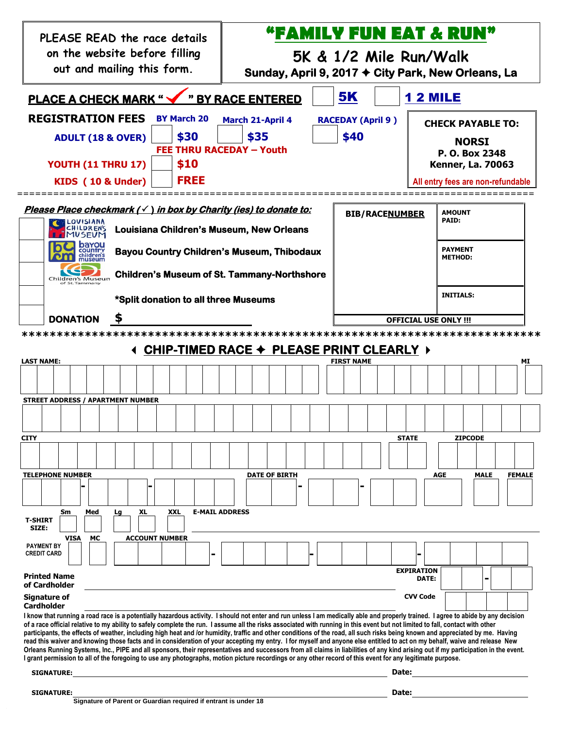PLEASE READ the race details on the website before filling out and mailing this form.

# "FAMILY FUN EAT & RUN"

## 5K & 1/2 Mile Run/Walk

**Sunday, April 9, 2017 ✦ City Park, New Orleans, La**

**PLACE A CHECK MARK "✓" BY RACE ENTERED** ☐ **5K** ☐ **1 2 MILE**

| REGISTRATION FEES | BY March 20 | March 21-April 4 | RACEDAY (April 9 ) |
|---|---|---|---|
| ADULT (18 & OVER) | ☐ $30 | ☐ $35 | ☐ $40 |
| | FEE THRU RACEDAY – Youth | | |
| YOUTH (11 THRU 17) | ☐ $10 | | |
| KIDS ( 10 & Under) | ☐ FREE | | |

**CHECK PAYABLE TO:**

**NORSI**
**P. O. Box 2348**
**Kenner, La. 70063**

All entry fees are non-refundable

================================================================================

***Please Place checkmark (✓) in box by Charity (ies) to donate to:***

☐ Louisiana Children's Museum, New Orleans

☐ Bayou Country Children's Museum, Thibodaux

☐ Children's Museum of St. Tammany-Northshore

☐ *Split donation to all three Museums

☐ **DONATION** $ ____________

| BIB/RACENUMBER | |
|---|---|
| | AMOUNT PAID: |
| | PAYMENT METHOD: |
| | INITIALS: |
| OFFICIAL USE ONLY !!! | |

************************************************************************

## ◀ CHIP-TIMED RACE ✦ PLEASE PRINT CLEARLY ▶

LAST NAME: ____________ FIRST NAME ____________ MI ____

STREET ADDRESS / APARTMENT NUMBER ____________

CITY ____________ STATE ____ ZIPCODE ____________

TELEPHONE NUMBER ___ - ___ - ____ DATE OF BIRTH ___ - ___ - ___ AGE ____ MALE ☐ FEMALE ☐

T-SHIRT SIZE: Sm ☐ Med ☐ Lg ☐ XL ☐ XXL ☐ E-MAIL ADDRESS ____________

PAYMENT BY CREDIT CARD VISA ☐ MC ☐ ACCOUNT NUMBER ____ - ____ - ____ - ____

Printed Name of Cardholder ____________ EXPIRATION DATE: ___ - ___

Signature of Cardholder ____________ CVV Code ____

I know that running a road race is a potentially hazardous activity. I should not enter and run unless I am medically able and properly trained. I agree to abide by any decision of a race official relative to my ability to safely complete the run. I assume all the risks associated with running in this event but not limited to fall, contact with other participants, the effects of weather, including high heat and /or humidity, traffic and other conditions of the road, all such risks being known and appreciated by me. Having read this waiver and knowing those facts and in consideration of your accepting my entry. I for myself and anyone else entitled to act on my behalf, waive and release New Orleans Running Systems, Inc., PIPE and all sponsors, their representatives and successors from all claims in liabilities of any kind arising out if my participation in the event. I grant permission to all of the foregoing to use any photographs, motion picture recordings or any other record of this event for any legitimate purpose.

SIGNATURE: ____________ Date: ____________

SIGNATURE: ____________ Date: ____________

Signature of Parent or Guardian required if entrant is under 18